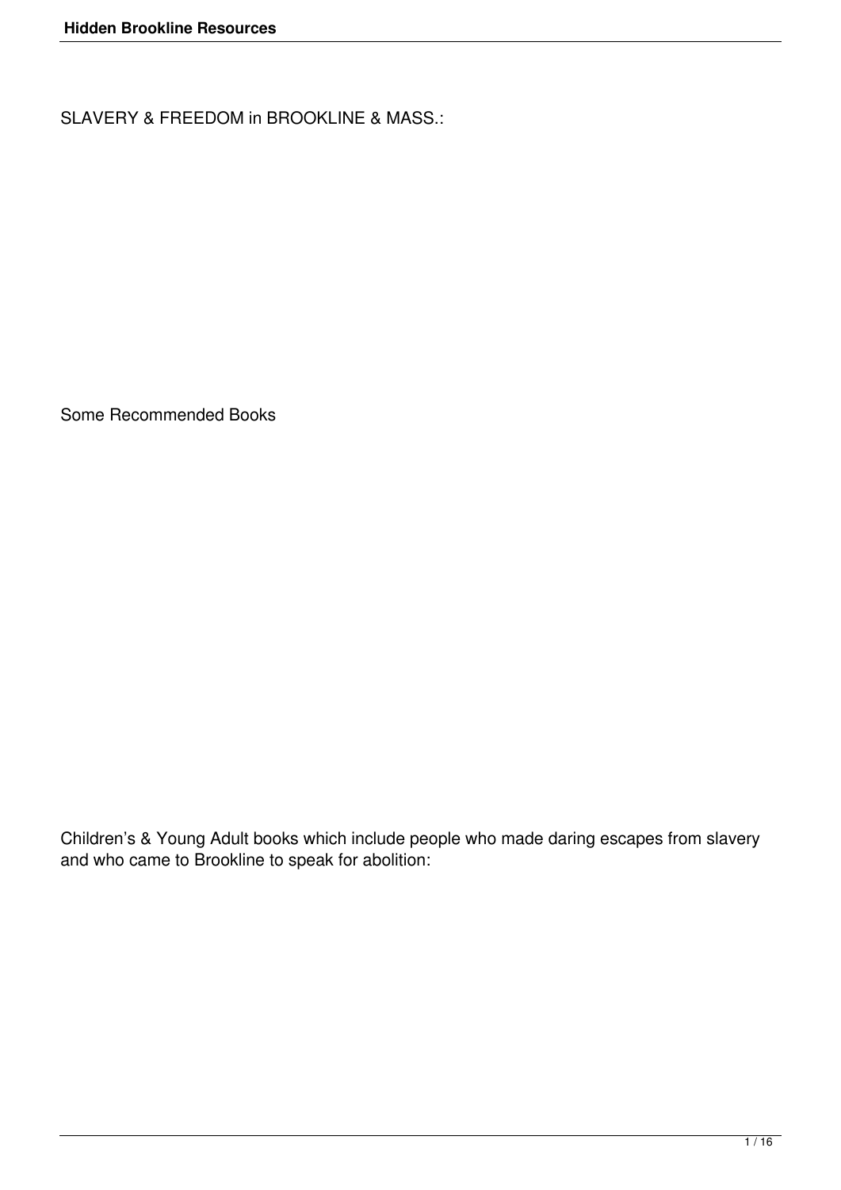SLAVERY & FREEDOM in BROOKLINE & MASS.:

Some Recommended Books

Children's & Young Adult books which include people who made daring escapes from slavery and who came to Brookline to speak for abolition: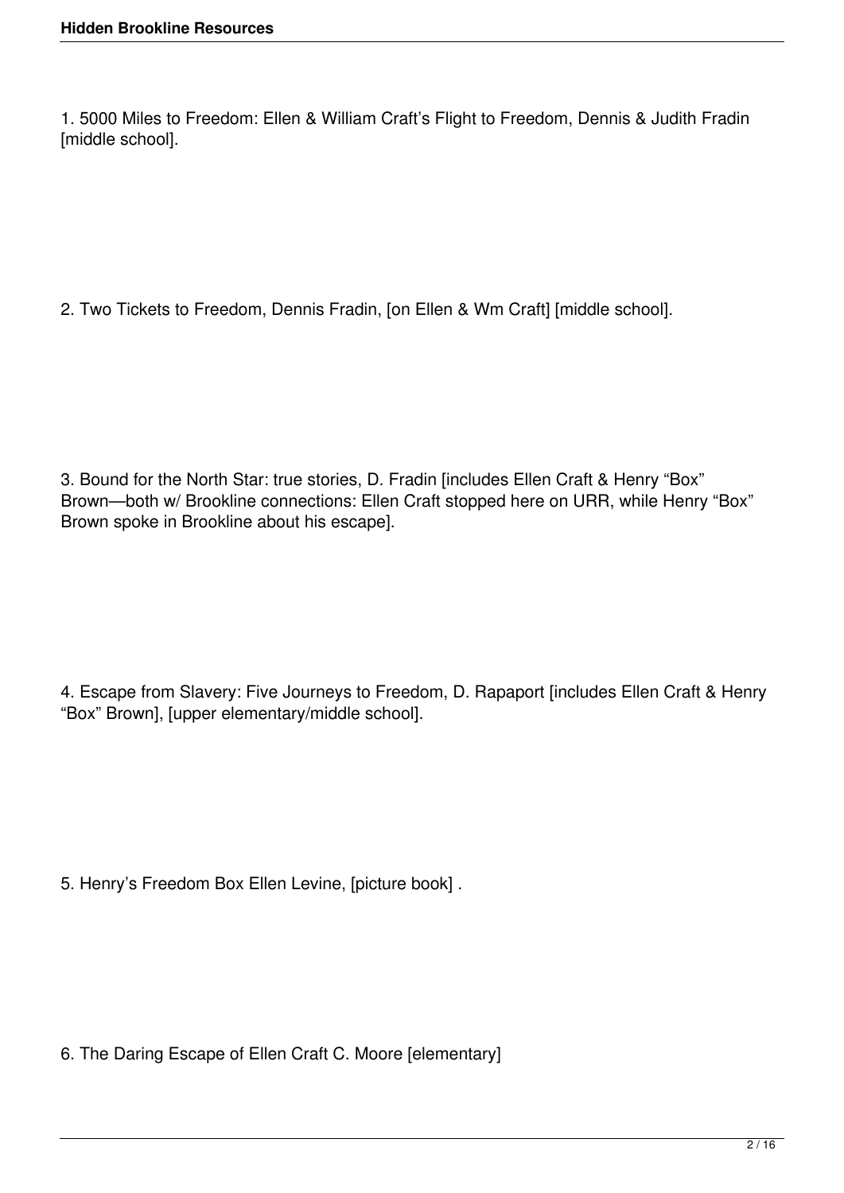1. 5000 Miles to Freedom: Ellen & William Craft's Flight to Freedom, Dennis & Judith Fradin [middle school].

2. Two Tickets to Freedom, Dennis Fradin, [on Ellen & Wm Craft] [middle school].

3. Bound for the North Star: true stories, D. Fradin [includes Ellen Craft & Henry "Box" Brown—both w/ Brookline connections: Ellen Craft stopped here on URR, while Henry "Box" Brown spoke in Brookline about his escape].

4. Escape from Slavery: Five Journeys to Freedom, D. Rapaport [includes Ellen Craft & Henry "Box" Brown], [upper elementary/middle school].

5. Henry's Freedom Box Ellen Levine, [picture book] .

6. The Daring Escape of Ellen Craft C. Moore [elementary]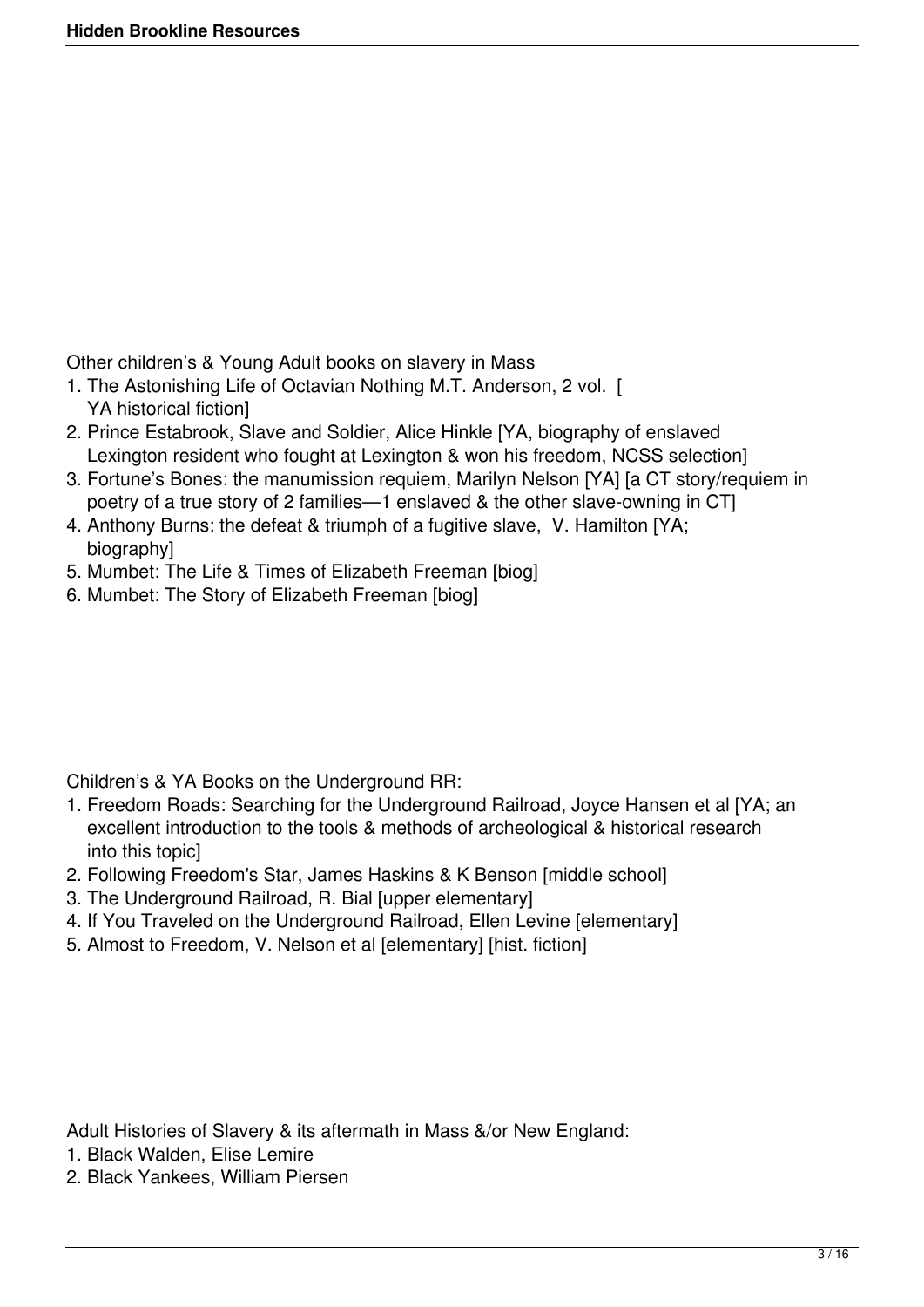Other children's & Young Adult books on slavery in Mass

1. The Astonishing Life of Octavian Nothing M.T. Anderson, 2 vol. [ YA historical fiction]
2. Prince Estabrook, Slave and Soldier, Alice Hinkle [YA, biography of enslaved Lexington resident who fought at Lexington & won his freedom, NCSS selection]
3. Fortune's Bones: the manumission requiem, Marilyn Nelson [YA] [a CT story/requiem in poetry of a true story of 2 families—1 enslaved & the other slave-owning in CT]
4. Anthony Burns: the defeat & triumph of a fugitive slave, V. Hamilton [YA; biography]
5. Mumbet: The Life & Times of Elizabeth Freeman [biog]
6. Mumbet: The Story of Elizabeth Freeman [biog]

Children's & YA Books on the Underground RR:

1. Freedom Roads: Searching for the Underground Railroad, Joyce Hansen et al [YA; an excellent introduction to the tools & methods of archeological & historical research into this topic]
2. Following Freedom's Star, James Haskins & K Benson [middle school]
3. The Underground Railroad, R. Bial [upper elementary]
4. If You Traveled on the Underground Railroad, Ellen Levine [elementary]
5. Almost to Freedom, V. Nelson et al [elementary] [hist. fiction]

Adult Histories of Slavery & its aftermath in Mass &/or New England:

1. Black Walden, Elise Lemire
2. Black Yankees, William Piersen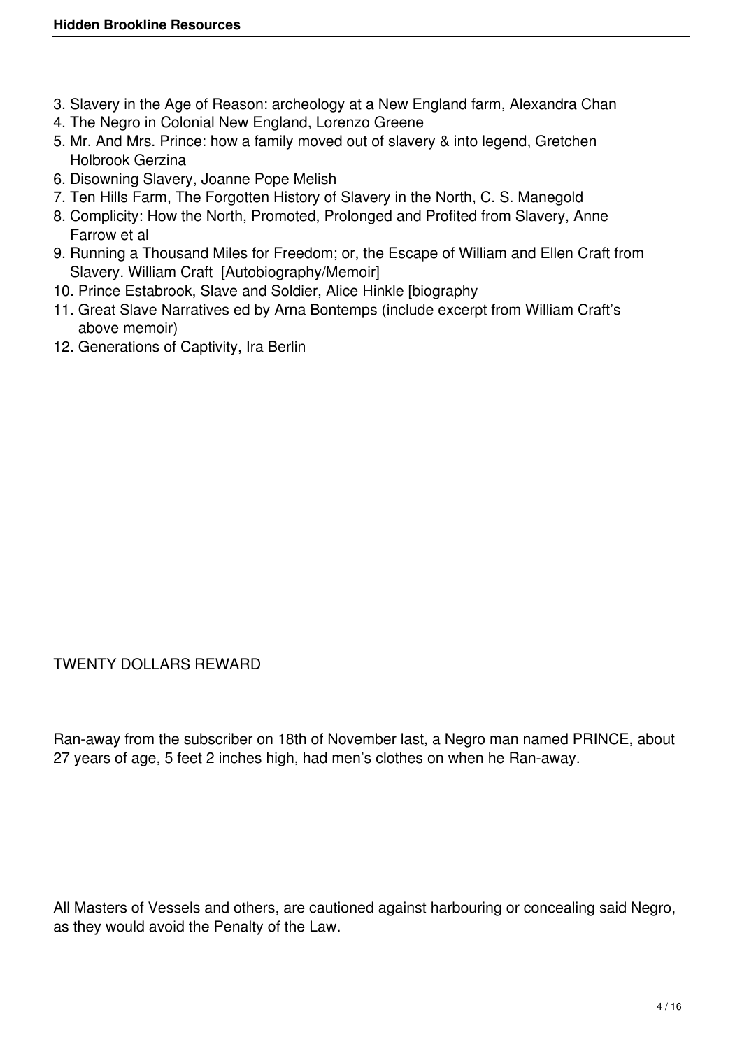3. Slavery in the Age of Reason: archeology at a New England farm, Alexandra Chan
4. The Negro in Colonial New England, Lorenzo Greene
5. Mr. And Mrs. Prince: how a family moved out of slavery & into legend, Gretchen Holbrook Gerzina
6. Disowning Slavery, Joanne Pope Melish
7. Ten Hills Farm, The Forgotten History of Slavery in the North, C. S. Manegold
8. Complicity: How the North, Promoted, Prolonged and Profited from Slavery, Anne Farrow et al
9. Running a Thousand Miles for Freedom; or, the Escape of William and Ellen Craft from Slavery. William Craft [Autobiography/Memoir]
10. Prince Estabrook, Slave and Soldier, Alice Hinkle [biography
11. Great Slave Narratives ed by Arna Bontemps (include excerpt from William Craft's above memoir)
12. Generations of Captivity, Ira Berlin

TWENTY DOLLARS REWARD

Ran-away from the subscriber on 18th of November last, a Negro man named PRINCE, about 27 years of age, 5 feet 2 inches high, had men's clothes on when he Ran-away.

All Masters of Vessels and others, are cautioned against harbouring or concealing said Negro, as they would avoid the Penalty of the Law.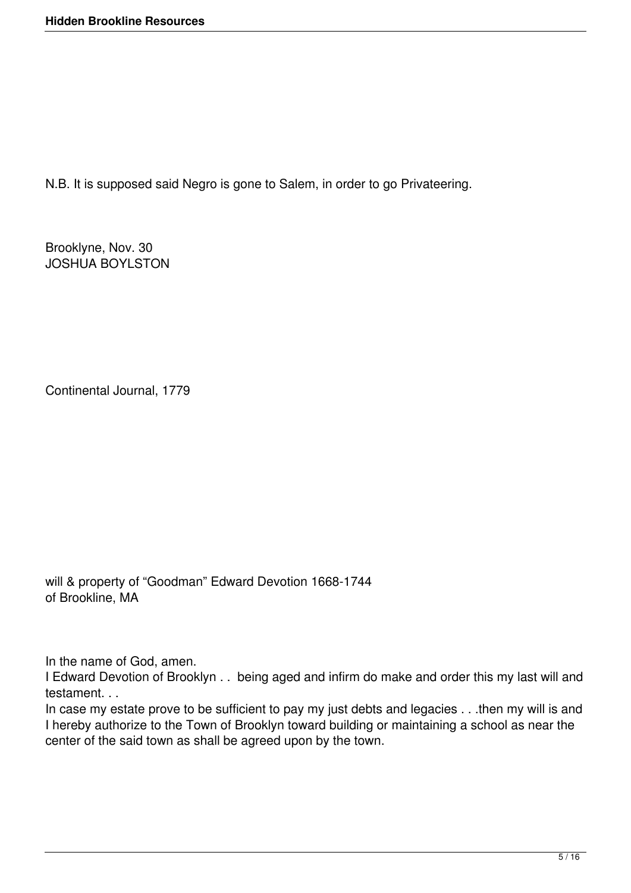N.B. It is supposed said Negro is gone to Salem, in order to go Privateering.

Brooklyne, Nov. 30
JOSHUA BOYLSTON

Continental Journal, 1779

will & property of "Goodman" Edward Devotion 1668-1744
of Brookline, MA

In the name of God, amen.
I Edward Devotion of Brooklyn . . being aged and infirm do make and order this my last will and testament. . .
In case my estate prove to be sufficient to pay my just debts and legacies . . .then my will is and I hereby authorize to the Town of Brooklyn toward building or maintaining a school as near the center of the said town as shall be agreed upon by the town.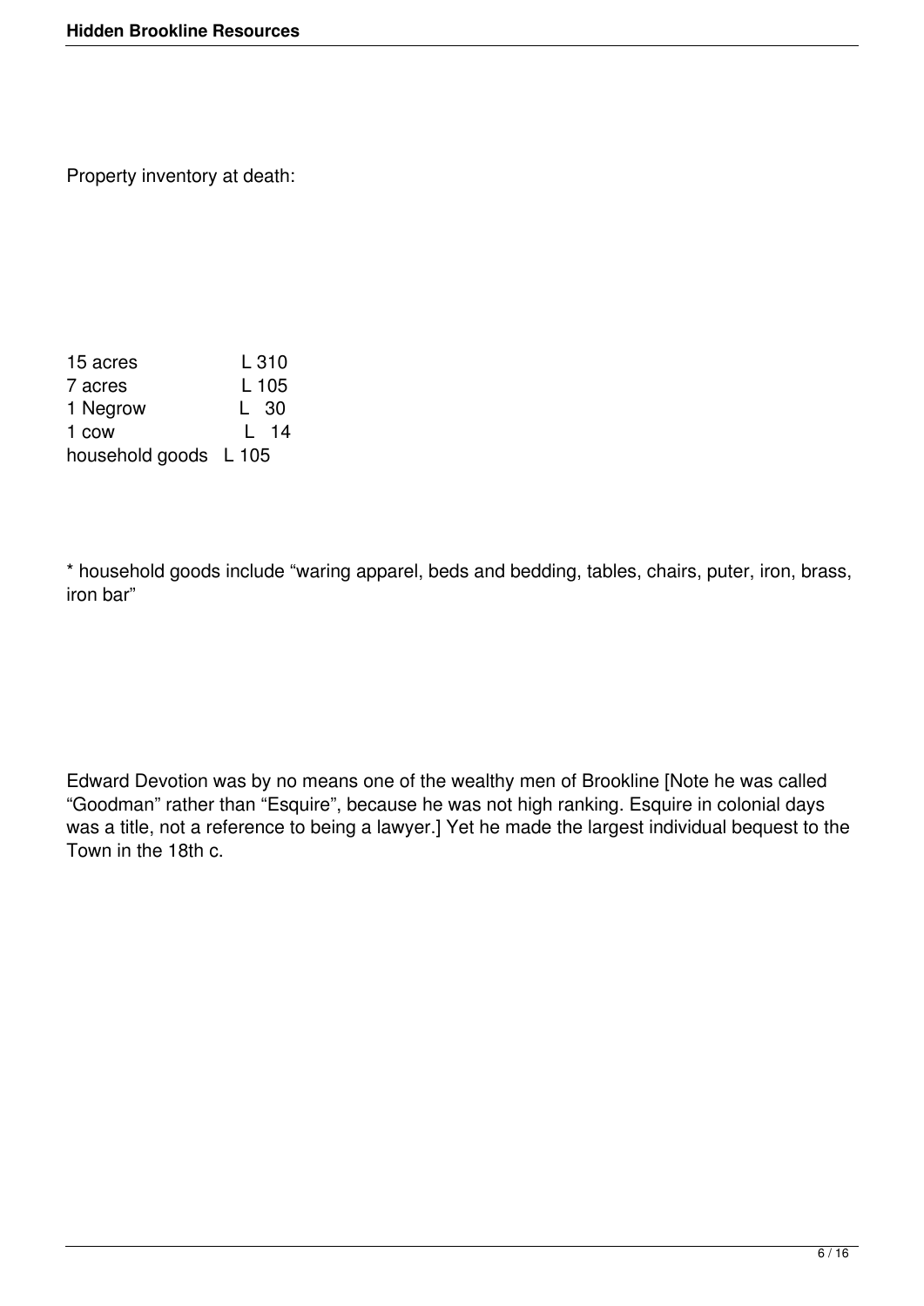Property inventory at death:

| | |
|---|---|
| 15 acres | L 310 |
| 7 acres | L 105 |
| 1 Negrow | L 30 |
| 1 cow | L 14 |
| household goods | L 105 |

* household goods include "waring apparel, beds and bedding, tables, chairs, puter, iron, brass, iron bar"

Edward Devotion was by no means one of the wealthy men of Brookline [Note he was called "Goodman" rather than "Esquire", because he was not high ranking. Esquire in colonial days was a title, not a reference to being a lawyer.] Yet he made the largest individual bequest to the Town in the 18th c.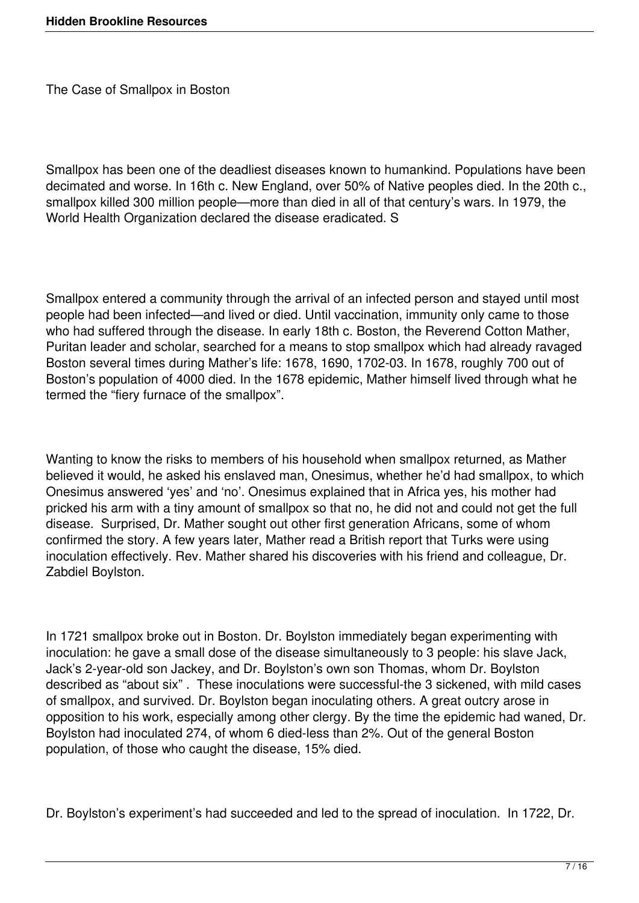The Case of Smallpox in Boston

Smallpox has been one of the deadliest diseases known to humankind. Populations have been decimated and worse. In 16th c. New England, over 50% of Native peoples died. In the 20th c., smallpox killed 300 million people—more than died in all of that century's wars. In 1979, the World Health Organization declared the disease eradicated. S

Smallpox entered a community through the arrival of an infected person and stayed until most people had been infected—and lived or died. Until vaccination, immunity only came to those who had suffered through the disease. In early 18th c. Boston, the Reverend Cotton Mather, Puritan leader and scholar, searched for a means to stop smallpox which had already ravaged Boston several times during Mather's life: 1678, 1690, 1702-03. In 1678, roughly 700 out of Boston's population of 4000 died. In the 1678 epidemic, Mather himself lived through what he termed the "fiery furnace of the smallpox".

Wanting to know the risks to members of his household when smallpox returned, as Mather believed it would, he asked his enslaved man, Onesimus, whether he'd had smallpox, to which Onesimus answered 'yes' and 'no'. Onesimus explained that in Africa yes, his mother had pricked his arm with a tiny amount of smallpox so that no, he did not and could not get the full disease. Surprised, Dr. Mather sought out other first generation Africans, some of whom confirmed the story. A few years later, Mather read a British report that Turks were using inoculation effectively. Rev. Mather shared his discoveries with his friend and colleague, Dr. Zabdiel Boylston.

In 1721 smallpox broke out in Boston. Dr. Boylston immediately began experimenting with inoculation: he gave a small dose of the disease simultaneously to 3 people: his slave Jack, Jack's 2-year-old son Jackey, and Dr. Boylston's own son Thomas, whom Dr. Boylston described as "about six" . These inoculations were successful-the 3 sickened, with mild cases of smallpox, and survived. Dr. Boylston began inoculating others. A great outcry arose in opposition to his work, especially among other clergy. By the time the epidemic had waned, Dr. Boylston had inoculated 274, of whom 6 died-less than 2%. Out of the general Boston population, of those who caught the disease, 15% died.

Dr. Boylston's experiment's had succeeded and led to the spread of inoculation. In 1722, Dr.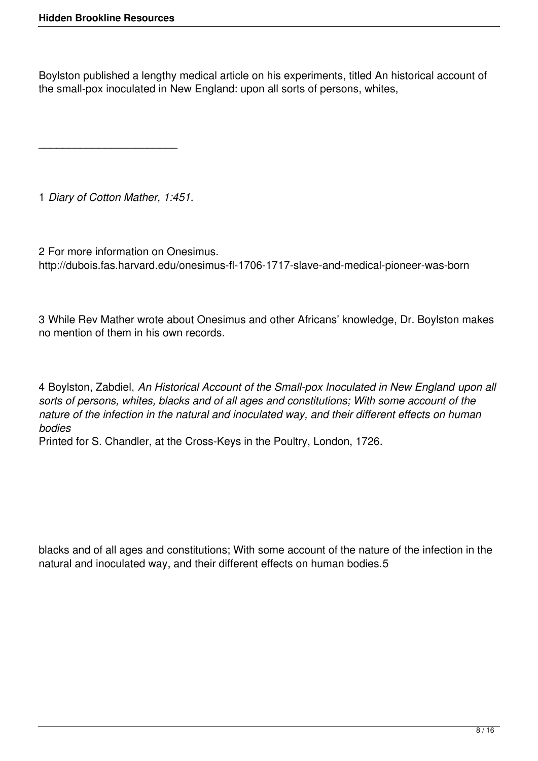Boylston published a lengthy medical article on his experiments, titled An historical account of the small-pox inoculated in New England: upon all sorts of persons, whites,

________________________

1 *Diary of Cotton Mather, 1:451.*

2 For more information on Onesimus. http://dubois.fas.harvard.edu/onesimus-fl-1706-1717-slave-and-medical-pioneer-was-born

3 While Rev Mather wrote about Onesimus and other Africans' knowledge, Dr. Boylston makes no mention of them in his own records.

4 Boylston, Zabdiel, *An Historical Account of the Small-pox Inoculated in New England upon all sorts of persons, whites, blacks and of all ages and constitutions; With some account of the nature of the infection in the natural and inoculated way, and their different effects on human bodies*
Printed for S. Chandler, at the Cross-Keys in the Poultry, London, 1726.

blacks and of all ages and constitutions; With some account of the nature of the infection in the natural and inoculated way, and their different effects on human bodies.5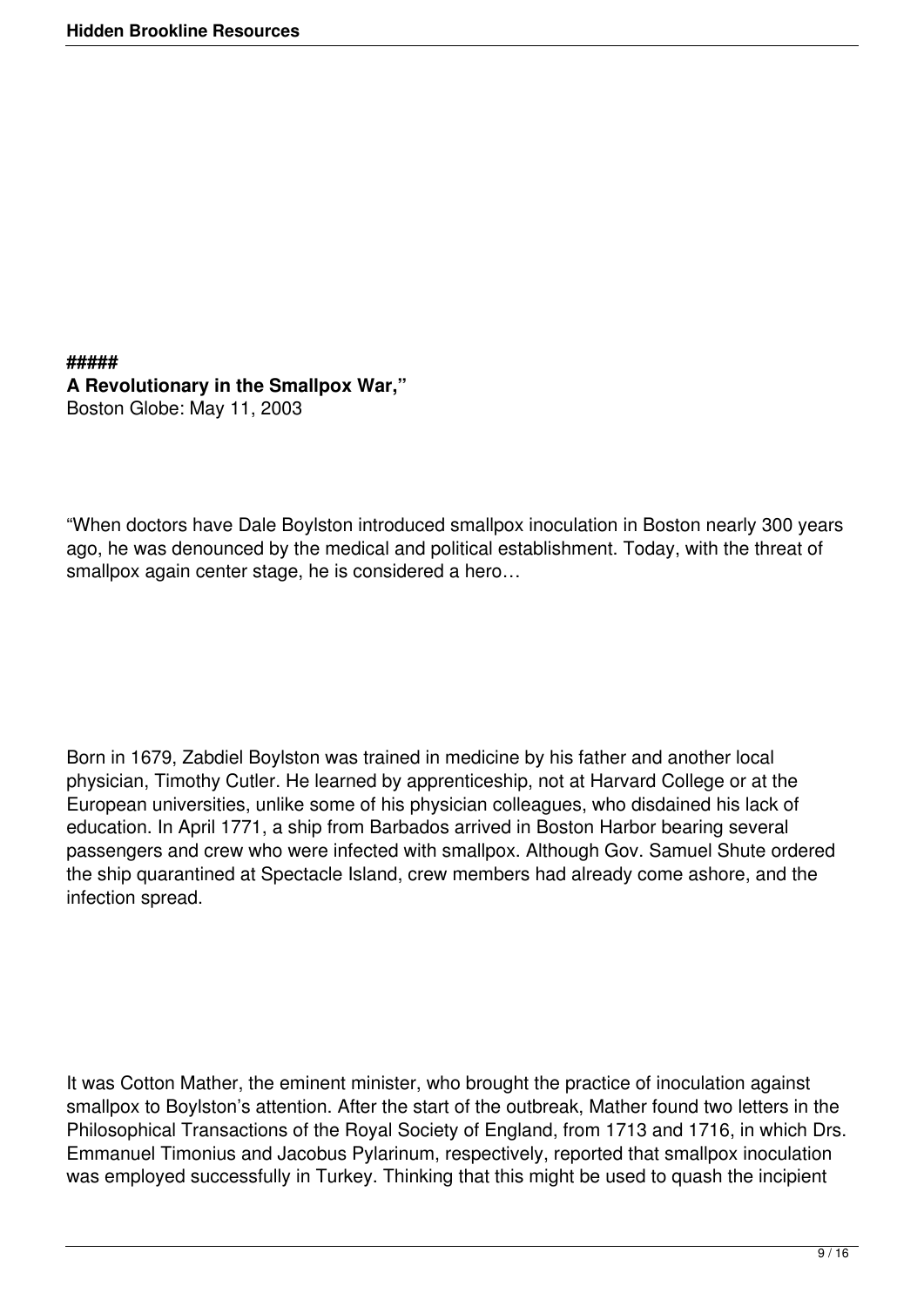**#####**
**A Revolutionary in the Smallpox War,"**
Boston Globe: May 11, 2003

"When doctors have Dale Boylston introduced smallpox inoculation in Boston nearly 300 years ago, he was denounced by the medical and political establishment. Today, with the threat of smallpox again center stage, he is considered a hero…

Born in 1679, Zabdiel Boylston was trained in medicine by his father and another local physician, Timothy Cutler. He learned by apprenticeship, not at Harvard College or at the European universities, unlike some of his physician colleagues, who disdained his lack of education. In April 1771, a ship from Barbados arrived in Boston Harbor bearing several passengers and crew who were infected with smallpox. Although Gov. Samuel Shute ordered the ship quarantined at Spectacle Island, crew members had already come ashore, and the infection spread.

It was Cotton Mather, the eminent minister, who brought the practice of inoculation against smallpox to Boylston's attention. After the start of the outbreak, Mather found two letters in the Philosophical Transactions of the Royal Society of England, from 1713 and 1716, in which Drs. Emmanuel Timonius and Jacobus Pylarinum, respectively, reported that smallpox inoculation was employed successfully in Turkey. Thinking that this might be used to quash the incipient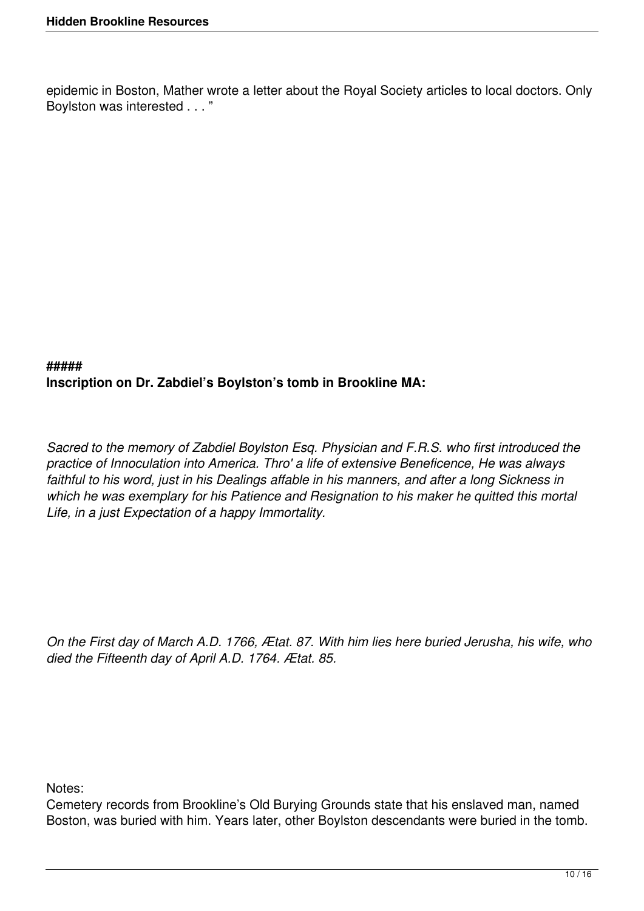epidemic in Boston, Mather wrote a letter about the Royal Society articles to local doctors. Only Boylston was interested . . . "

#####

**Inscription on Dr. Zabdiel's Boylston's tomb in Brookline MA:**

*Sacred to the memory of Zabdiel Boylston Esq. Physician and F.R.S. who first introduced the practice of Innoculation into America. Thro' a life of extensive Beneficence, He was always faithful to his word, just in his Dealings affable in his manners, and after a long Sickness in which he was exemplary for his Patience and Resignation to his maker he quitted this mortal Life, in a just Expectation of a happy Immortality.*

*On the First day of March A.D. 1766, Ætat. 87. With him lies here buried Jerusha, his wife, who died the Fifteenth day of April A.D. 1764. Ætat. 85.*

Notes:

Cemetery records from Brookline's Old Burying Grounds state that his enslaved man, named Boston, was buried with him. Years later, other Boylston descendants were buried in the tomb.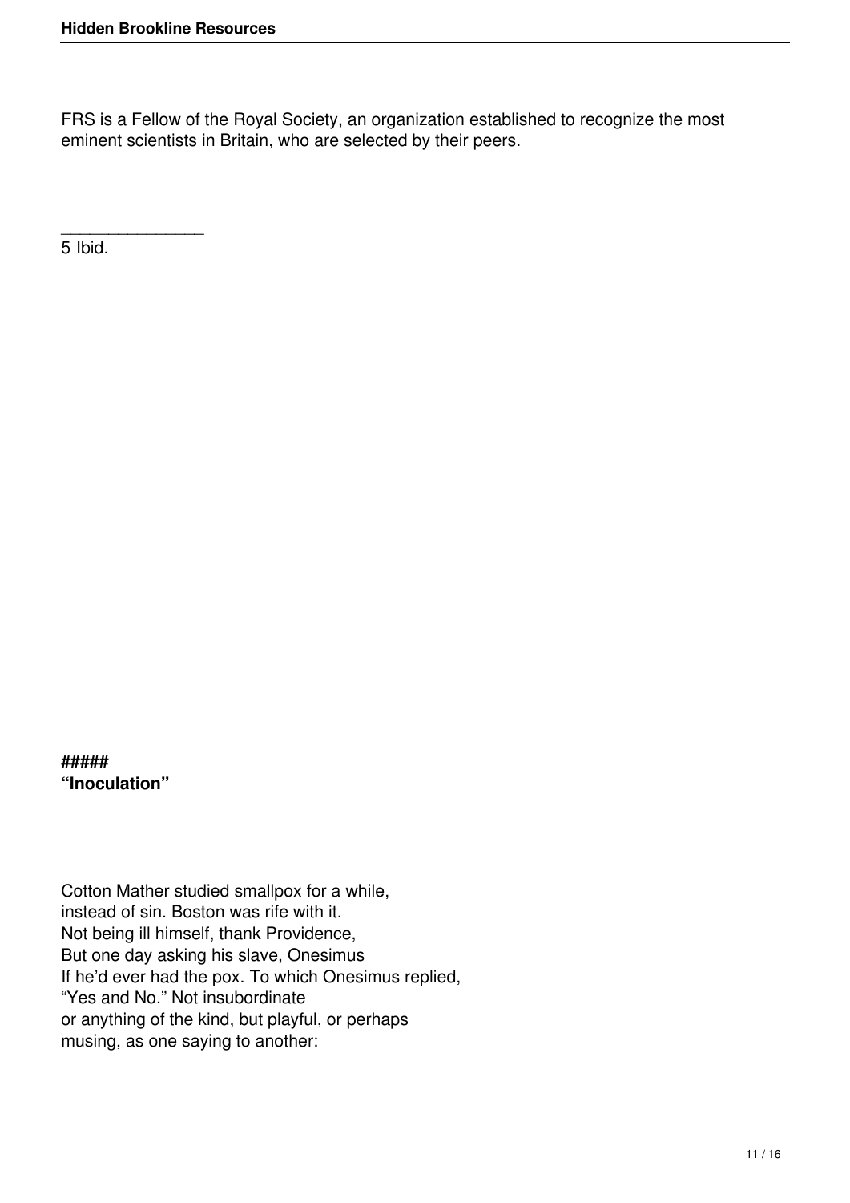FRS is a Fellow of the Royal Society, an organization established to recognize the most eminent scientists in Britain, who are selected by their peers.

_______________

5 Ibid.

**#####**

**“Inoculation”**

Cotton Mather studied smallpox for a while,
instead of sin. Boston was rife with it.
Not being ill himself, thank Providence,
But one day asking his slave, Onesimus
If he’d ever had the pox. To which Onesimus replied,
“Yes and No.” Not insubordinate
or anything of the kind, but playful, or perhaps
musing, as one saying to another: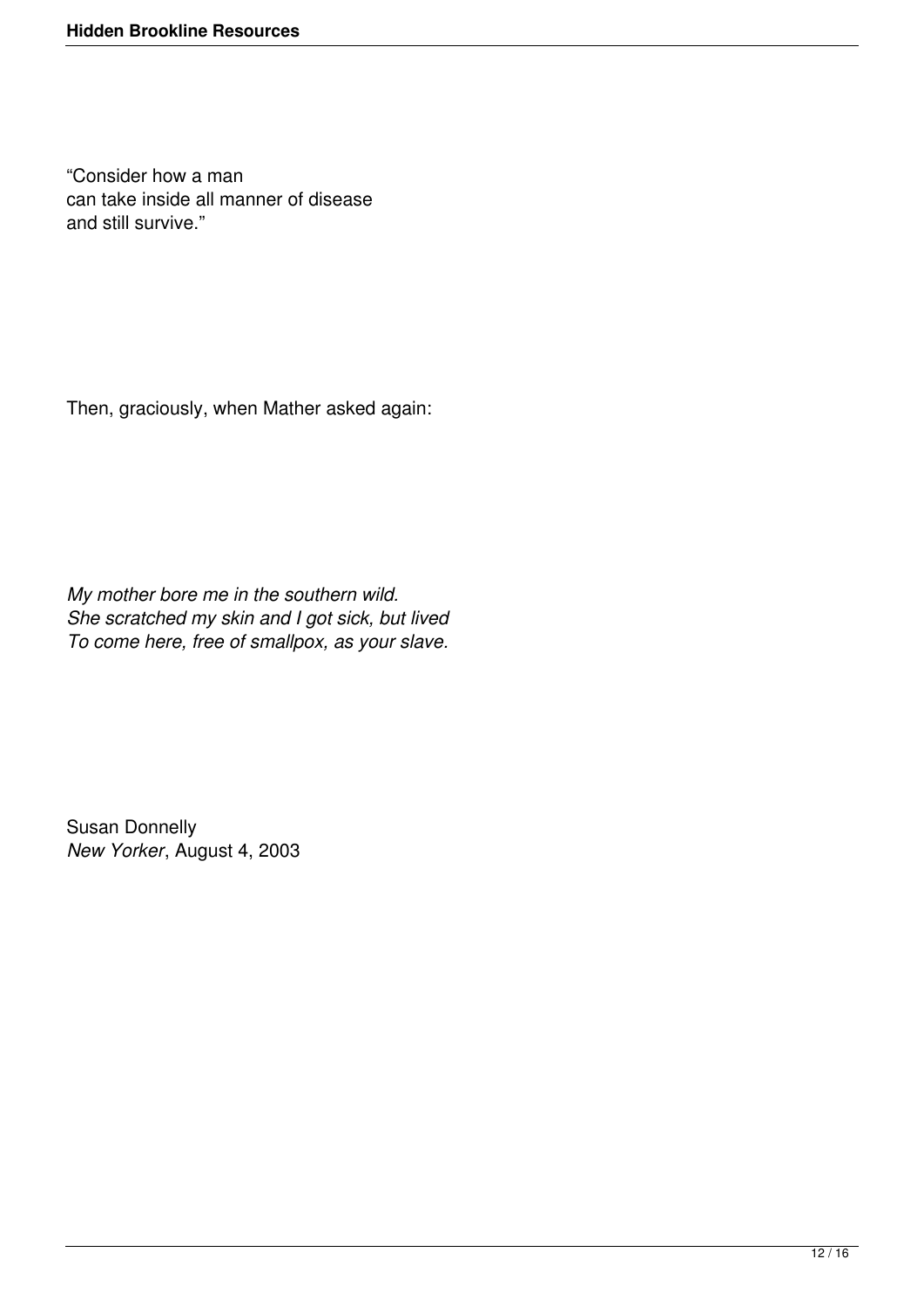"Consider how a man  
can take inside all manner of disease  
and still survive."

Then, graciously, when Mather asked again:

*My mother bore me in the southern wild.*  
*She scratched my skin and I got sick, but lived*  
*To come here, free of smallpox, as your slave.*

Susan Donnelly  
*New Yorker*, August 4, 2003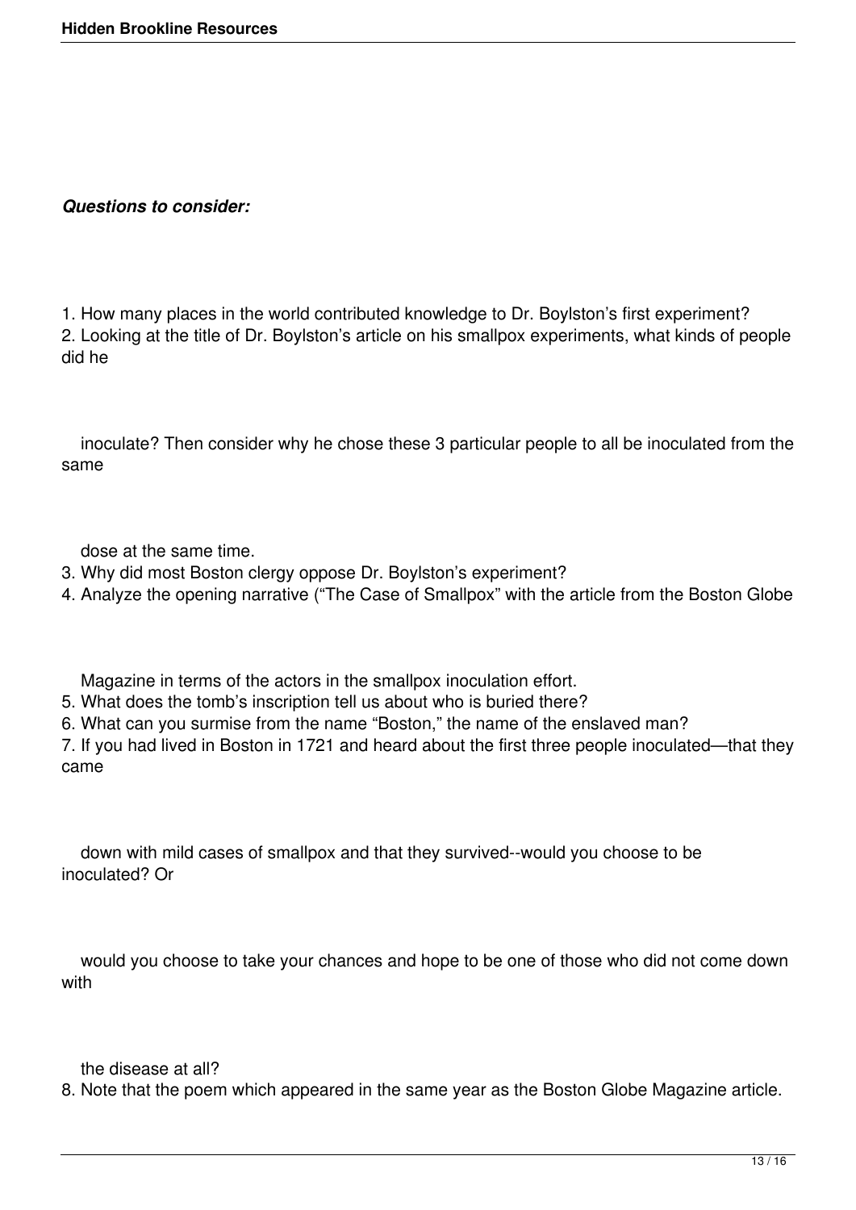***Questions to consider:***

1. How many places in the world contributed knowledge to Dr. Boylston's first experiment?
2. Looking at the title of Dr. Boylston's article on his smallpox experiments, what kinds of people did he inoculate? Then consider why he chose these 3 particular people to all be inoculated from the same dose at the same time.
3. Why did most Boston clergy oppose Dr. Boylston's experiment?
4. Analyze the opening narrative ("The Case of Smallpox" with the article from the Boston Globe Magazine in terms of the actors in the smallpox inoculation effort.
5. What does the tomb's inscription tell us about who is buried there?
6. What can you surmise from the name "Boston," the name of the enslaved man?
7. If you had lived in Boston in 1721 and heard about the first three people inoculated—that they came down with mild cases of smallpox and that they survived--would you choose to be inoculated? Or would you choose to take your chances and hope to be one of those who did not come down with the disease at all?
8. Note that the poem which appeared in the same year as the Boston Globe Magazine article.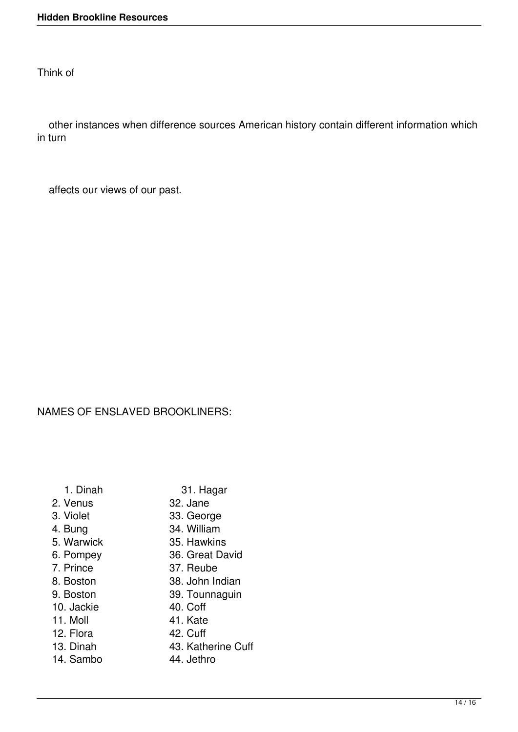Think of

other instances when difference sources American history contain different information which in turn

affects our views of our past.

NAMES OF ENSLAVED BROOKLINERS:

1. Dinah
2. Venus
3. Violet
4. Bung
5. Warwick
6. Pompey
7. Prince
8. Boston
9. Boston
10. Jackie
11. Moll
12. Flora
13. Dinah
14. Sambo

31. Hagar
32. Jane
33. George
34. William
35. Hawkins
36. Great David
37. Reube
38. John Indian
39. Tounnaguin
40. Coff
41. Kate
42. Cuff
43. Katherine Cuff
44. Jethro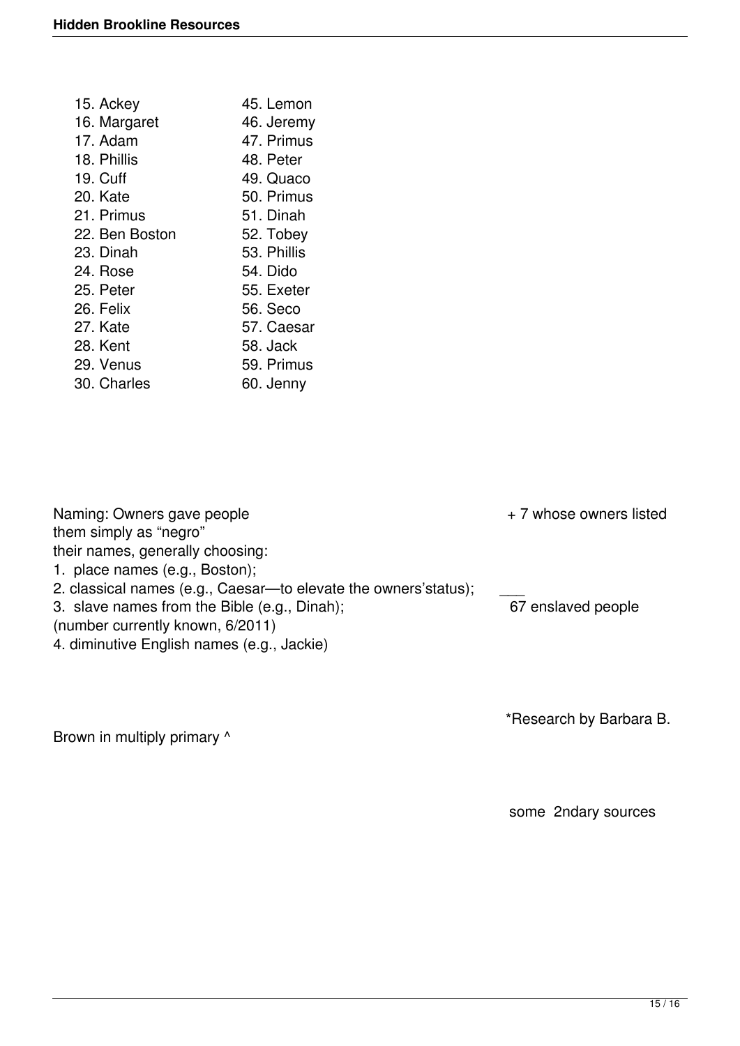15. Ackey
16. Margaret
17. Adam
18. Phillis
19. Cuff
20. Kate
21. Primus
22. Ben Boston
23. Dinah
24. Rose
25. Peter
26. Felix
27. Kate
28. Kent
29. Venus
30. Charles

45. Lemon
46. Jeremy
47. Primus
48. Peter
49. Quaco
50. Primus
51. Dinah
52. Tobey
53. Phillis
54. Dido
55. Exeter
56. Seco
57. Caesar
58. Jack
59. Primus
60. Jenny

Naming: Owners gave people their names, generally choosing:

1. place names (e.g., Boston);
2. classical names (e.g., Caesar—to elevate the owners'status);
3. slave names from the Bible (e.g., Dinah);
4. diminutive English names (e.g., Jackie)

+ 7 whose owners listed them simply as "negro"

___

67 enslaved people (number currently known, 6/2011)

*Research by Barbara B. Brown in multiply primary ^ some 2ndary sources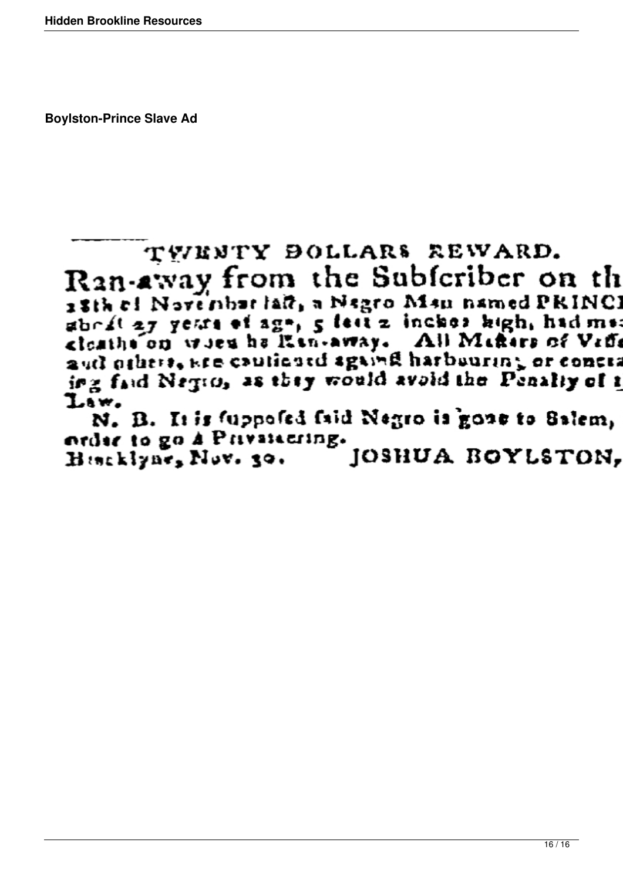**Boylston-Prince Slave Ad**

TWENTY DOLLARS REWARD.

Ran-away from the Subfcriber on th
28th of November laft, a Negro Man named PRINC
about 27 years of age, 5 feet 2 inches high, had me
cloaths on when he Ran-away. All Mafters of Veff
and others, are cautioned againft harbouring or conce
ing faid Negro, as they would avoid the Penalty of
Law.

N. B. It is fuppofed faid Negro is gone to Salem,
order to go A Privateering.

Brooklyne, Nov. 30. JOSHUA BOYLSTON,